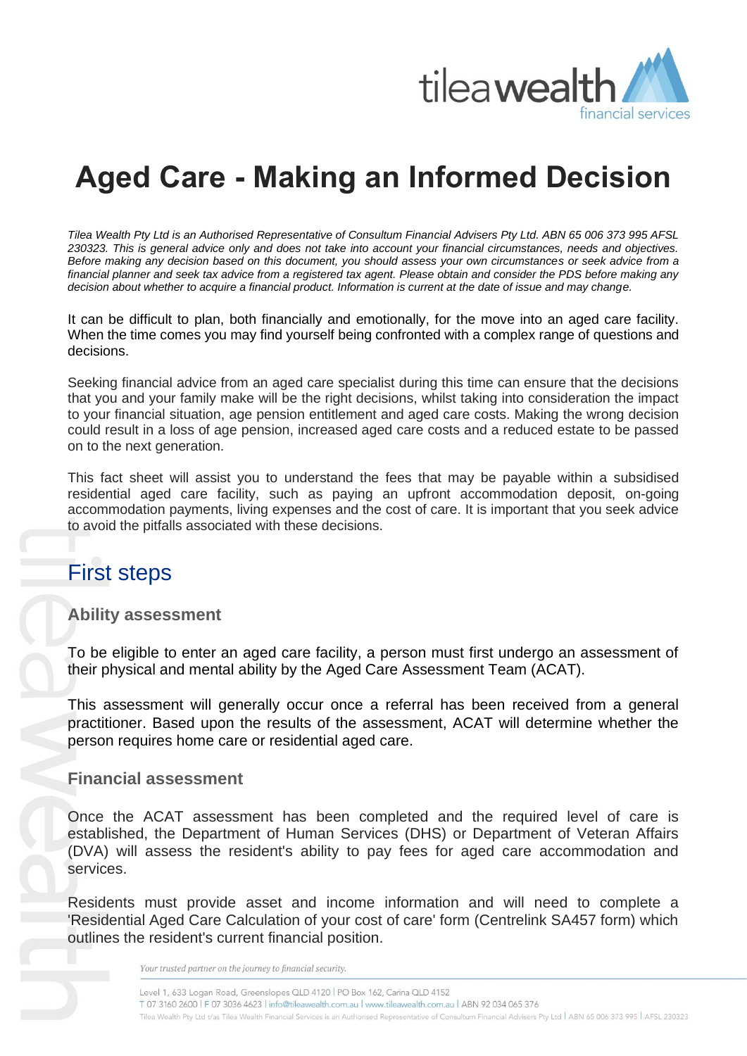# Aged Care - Making an Informed Decision

*Tilea Wealth Pty Ltd is an Authorised Representative of Consultum Financial Advisers Pty Ltd. ABN 65 006 373 995 AFSL 230323. This is general advice only and does not take into account your financial circumstances, needs and objectives. Before making any decision based on this document, you should assess your own circumstances or seek advice from a financial planner and seek tax advice from a registered tax agent. Please obtain and consider the PDS before making any decision about whether to acquire a financial product. Information is current at the date of issue and may change.*

It can be difficult to plan, both financially and emotionally, for the move into an aged care facility. When the time comes you may find yourself being confronted with a complex range of questions and decisions.

Seeking financial advice from an aged care specialist during this time can ensure that the decisions that you and your family make will be the right decisions, whilst taking into consideration the impact to your financial situation, age pension entitlement and aged care costs. Making the wrong decision could result in a loss of age pension, increased aged care costs and a reduced estate to be passed on to the next generation.

This fact sheet will assist you to understand the fees that may be payable within a subsidised residential aged care facility, such as paying an upfront accommodation deposit, on-going accommodation payments, living expenses and the cost of care. It is important that you seek advice to avoid the pitfalls associated with these decisions.

## First steps

### Ability assessment

To be eligible to enter an aged care facility, a person must first undergo an assessment of their physical and mental ability by the Aged Care Assessment Team (ACAT).

This assessment will generally occur once a referral has been received from a general practitioner. Based upon the results of the assessment, ACAT will determine whether the person requires home care or residential aged care.

### Financial assessment

Once the ACAT assessment has been completed and the required level of care is established, the Department of Human Services (DHS) or Department of Veteran Affairs (DVA) will assess the resident's ability to pay fees for aged care accommodation and services.

Residents must provide asset and income information and will need to complete a 'Residential Aged Care Calculation of your cost of care' form (Centrelink SA457 form) which outlines the resident's current financial position.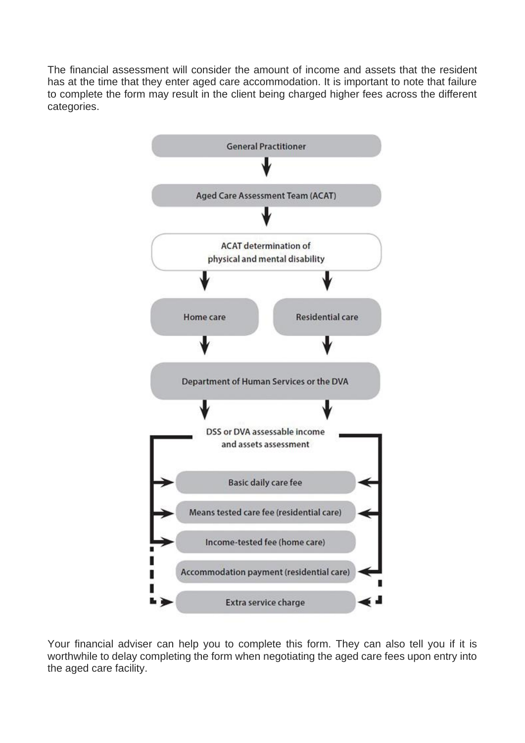The financial assessment will consider the amount of income and assets that the resident has at the time that they enter aged care accommodation. It is important to note that failure to complete the form may result in the client being charged higher fees across the different categories.

General Practitioner

↓

Aged Care Assessment Team (ACAT)

↓

ACAT determination of physical and mental disability

↓ ↓

Home care | Residential care

↓ ↓

Department of Human Services or the DVA

↓ ↓

DSS or DVA assessable income and assets assessment

- Basic daily care fee
- Means tested care fee (residential care)
- Income-tested fee (home care)
- Accommodation payment (residential care)
- Extra service charge

Your financial adviser can help you to complete this form. They can also tell you if it is worthwhile to delay completing the form when negotiating the aged care fees upon entry into the aged care facility.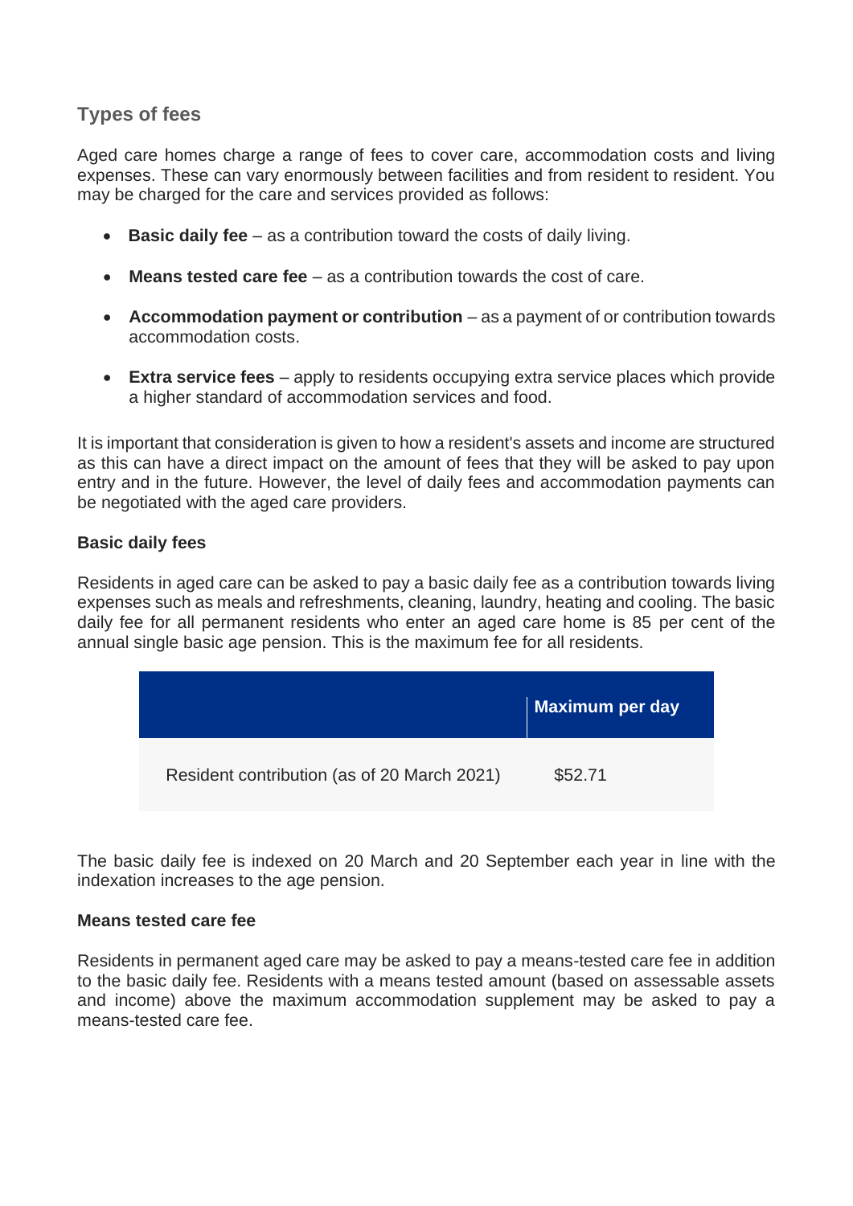## Types of fees

Aged care homes charge a range of fees to cover care, accommodation costs and living expenses. These can vary enormously between facilities and from resident to resident. You may be charged for the care and services provided as follows:

- **Basic daily fee** – as a contribution toward the costs of daily living.
- **Means tested care fee** – as a contribution towards the cost of care.
- **Accommodation payment or contribution** – as a payment of or contribution towards accommodation costs.
- **Extra service fees** – apply to residents occupying extra service places which provide a higher standard of accommodation services and food.

It is important that consideration is given to how a resident's assets and income are structured as this can have a direct impact on the amount of fees that they will be asked to pay upon entry and in the future. However, the level of daily fees and accommodation payments can be negotiated with the aged care providers.

**Basic daily fees**

Residents in aged care can be asked to pay a basic daily fee as a contribution towards living expenses such as meals and refreshments, cleaning, laundry, heating and cooling. The basic daily fee for all permanent residents who enter an aged care home is 85 per cent of the annual single basic age pension. This is the maximum fee for all residents.

| | Maximum per day |
|---|---|
| Resident contribution (as of 20 March 2021) | $52.71 |

The basic daily fee is indexed on 20 March and 20 September each year in line with the indexation increases to the age pension.

**Means tested care fee**

Residents in permanent aged care may be asked to pay a means-tested care fee in addition to the basic daily fee. Residents with a means tested amount (based on assessable assets and income) above the maximum accommodation supplement may be asked to pay a means-tested care fee.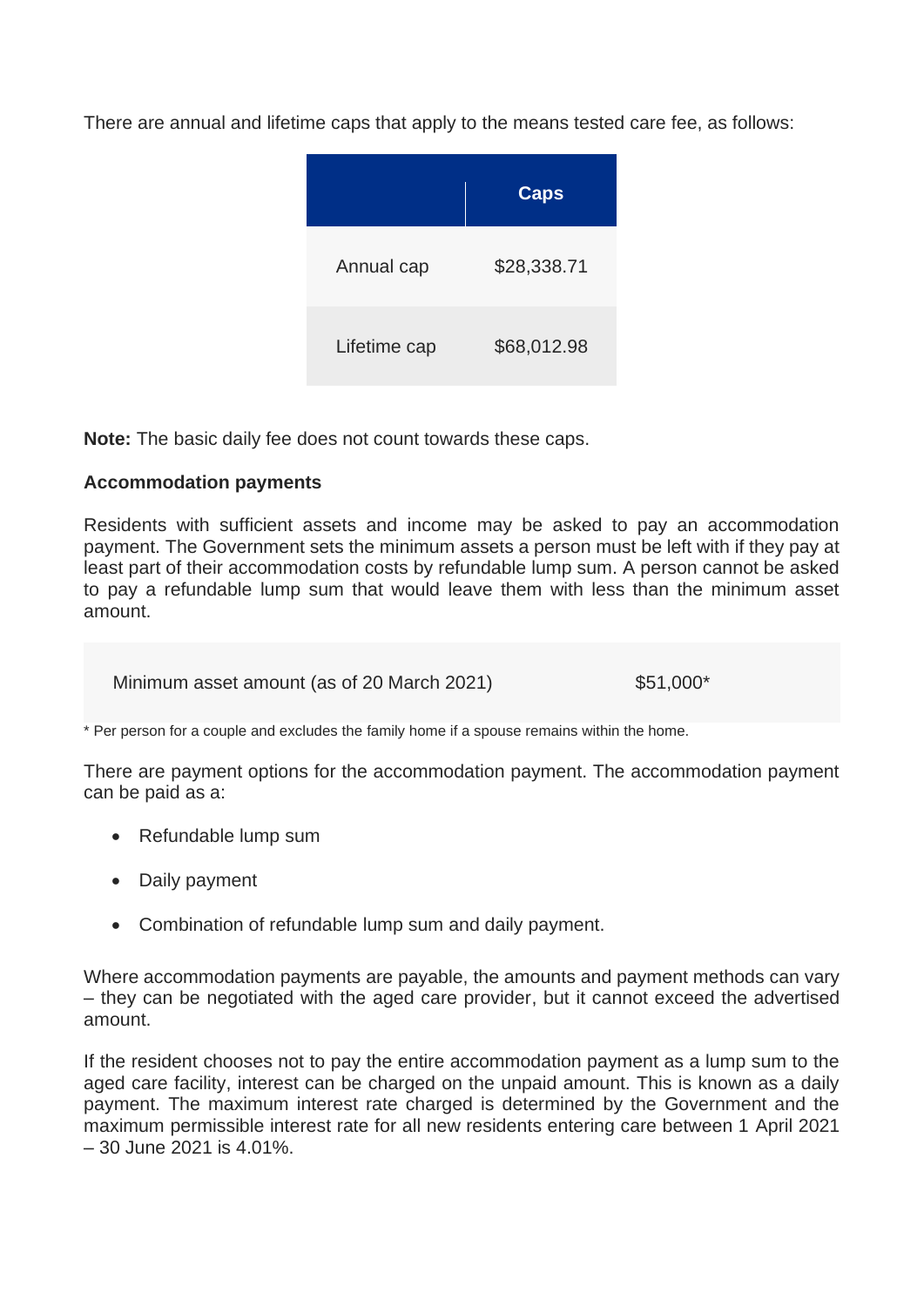There are annual and lifetime caps that apply to the means tested care fee, as follows:

| | Caps |
|---|---|
| Annual cap | $28,338.71 |
| Lifetime cap | $68,012.98 |

**Note:** The basic daily fee does not count towards these caps.

**Accommodation payments**

Residents with sufficient assets and income may be asked to pay an accommodation payment. The Government sets the minimum assets a person must be left with if they pay at least part of their accommodation costs by refundable lump sum. A person cannot be asked to pay a refundable lump sum that would leave them with less than the minimum asset amount.

| | |
|---|---|
| Minimum asset amount (as of 20 March 2021) | $51,000* |

* Per person for a couple and excludes the family home if a spouse remains within the home.

There are payment options for the accommodation payment. The accommodation payment can be paid as a:

- Refundable lump sum
- Daily payment
- Combination of refundable lump sum and daily payment.

Where accommodation payments are payable, the amounts and payment methods can vary – they can be negotiated with the aged care provider, but it cannot exceed the advertised amount.

If the resident chooses not to pay the entire accommodation payment as a lump sum to the aged care facility, interest can be charged on the unpaid amount. This is known as a daily payment. The maximum interest rate charged is determined by the Government and the maximum permissible interest rate for all new residents entering care between 1 April 2021 – 30 June 2021 is 4.01%.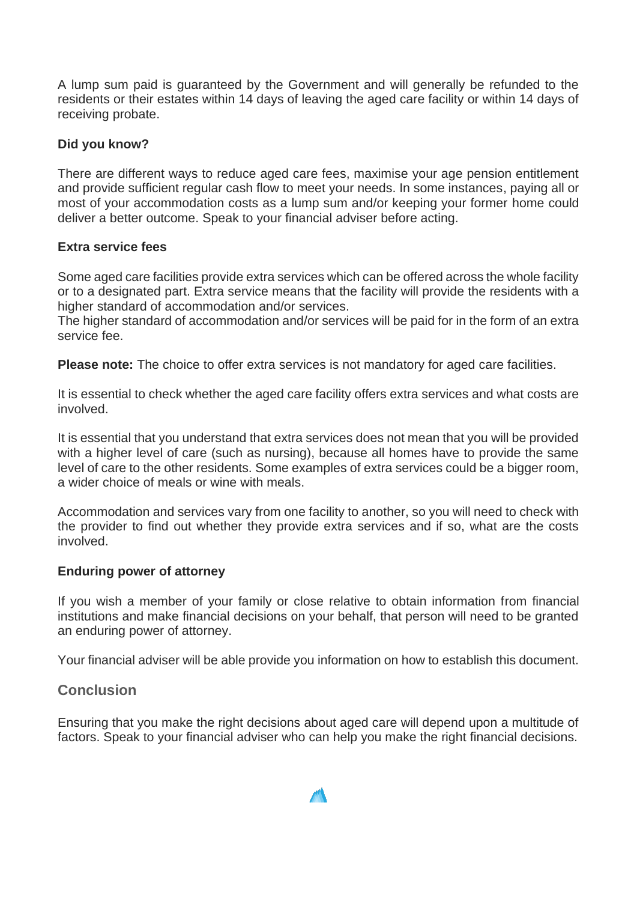A lump sum paid is guaranteed by the Government and will generally be refunded to the residents or their estates within 14 days of leaving the aged care facility or within 14 days of receiving probate.

**Did you know?**

There are different ways to reduce aged care fees, maximise your age pension entitlement and provide sufficient regular cash flow to meet your needs. In some instances, paying all or most of your accommodation costs as a lump sum and/or keeping your former home could deliver a better outcome. Speak to your financial adviser before acting.

**Extra service fees**

Some aged care facilities provide extra services which can be offered across the whole facility or to a designated part. Extra service means that the facility will provide the residents with a higher standard of accommodation and/or services.
The higher standard of accommodation and/or services will be paid for in the form of an extra service fee.

**Please note:** The choice to offer extra services is not mandatory for aged care facilities.

It is essential to check whether the aged care facility offers extra services and what costs are involved.

It is essential that you understand that extra services does not mean that you will be provided with a higher level of care (such as nursing), because all homes have to provide the same level of care to the other residents. Some examples of extra services could be a bigger room, a wider choice of meals or wine with meals.

Accommodation and services vary from one facility to another, so you will need to check with the provider to find out whether they provide extra services and if so, what are the costs involved.

**Enduring power of attorney**

If you wish a member of your family or close relative to obtain information from financial institutions and make financial decisions on your behalf, that person will need to be granted an enduring power of attorney.

Your financial adviser will be able provide you information on how to establish this document.

## Conclusion

Ensuring that you make the right decisions about aged care will depend upon a multitude of factors. Speak to your financial adviser who can help you make the right financial decisions.